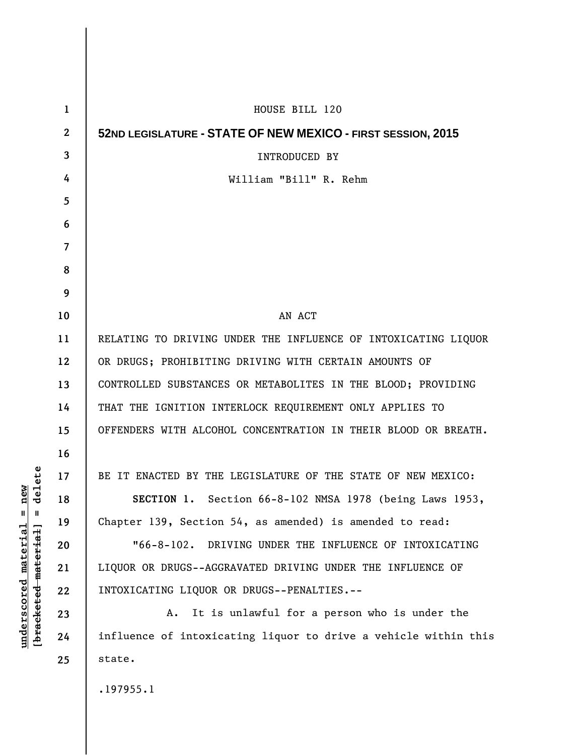HOUSE BILL 120

**52ND LEGISLATURE - STATE OF NEW MEXICO - FIRST SESSION, 2015**

INTRODUCED BY

William "Bill" R. Rehm

AN ACT

RELATING TO DRIVING UNDER THE INFLUENCE OF INTOXICATING LIQUOR OR DRUGS; PROHIBITING DRIVING WITH CERTAIN AMOUNTS OF CONTROLLED SUBSTANCES OR METABOLITES IN THE BLOOD; PROVIDING THAT THE IGNITION INTERLOCK REQUIREMENT ONLY APPLIES TO OFFENDERS WITH ALCOHOL CONCENTRATION IN THEIR BLOOD OR BREATH.

BE IT ENACTED BY THE LEGISLATURE OF THE STATE OF NEW MEXICO:

**SECTION 1.** Section 66-8-102 NMSA 1978 (being Laws 1953, Chapter 139, Section 54, as amended) is amended to read:

"66-8-102. DRIVING UNDER THE INFLUENCE OF INTOXICATING LIQUOR OR DRUGS--AGGRAVATED DRIVING UNDER THE INFLUENCE OF INTOXICATING LIQUOR OR DRUGS--PENALTIES.--

A. It is unlawful for a person who is under the influence of intoxicating liquor to drive a vehicle within this state.

.197955.1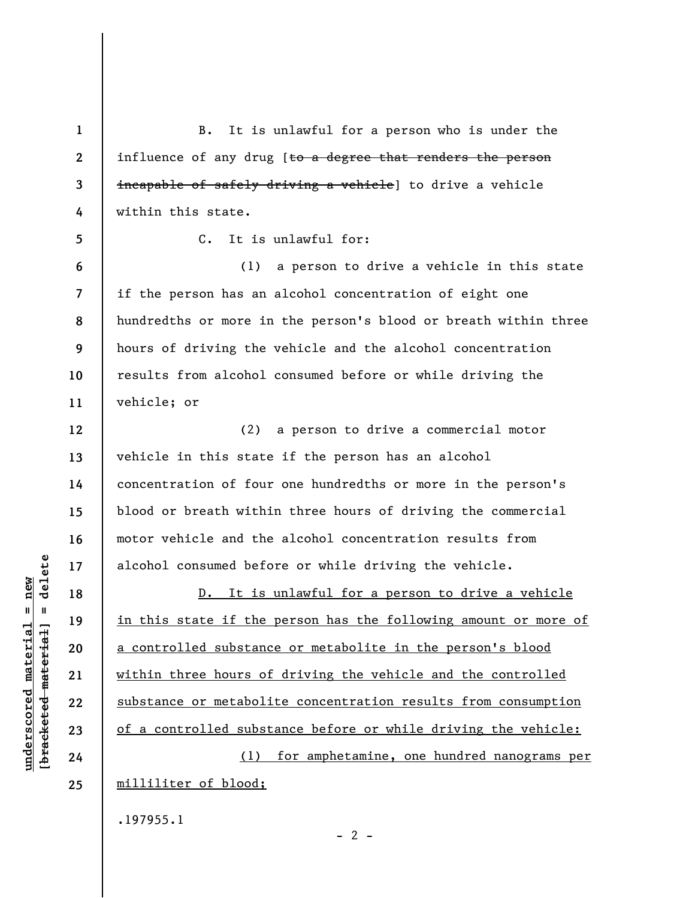B. It is unlawful for a person who is under the influence of any drug [~~to a degree that renders the person incapable of safely driving a vehicle~~] to drive a vehicle within this state.

C. It is unlawful for:

(1) a person to drive a vehicle in this state if the person has an alcohol concentration of eight one hundredths or more in the person's blood or breath within three hours of driving the vehicle and the alcohol concentration results from alcohol consumed before or while driving the vehicle; or

(2) a person to drive a commercial motor vehicle in this state if the person has an alcohol concentration of four one hundredths or more in the person's blood or breath within three hours of driving the commercial motor vehicle and the alcohol concentration results from alcohol consumed before or while driving the vehicle.

<u>D. It is unlawful for a person to drive a vehicle in this state if the person has the following amount or more of a controlled substance or metabolite in the person's blood within three hours of driving the vehicle and the controlled substance or metabolite concentration results from consumption of a controlled substance before or while driving the vehicle:</u>

<u>(1) for amphetamine, one hundred nanograms per milliliter of blood;</u>

.197955.1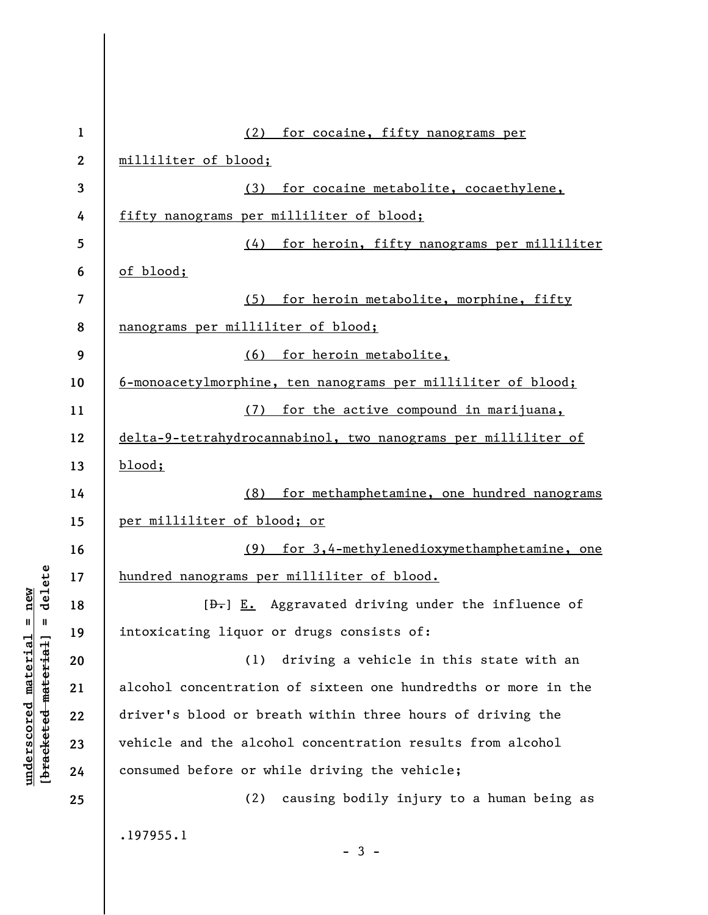(2) for cocaine, fifty nanograms per milliliter of blood;

(3) for cocaine metabolite, cocaethylene, fifty nanograms per milliliter of blood;

(4) for heroin, fifty nanograms per milliliter of blood;

(5) for heroin metabolite, morphine, fifty nanograms per milliliter of blood;

(6) for heroin metabolite, 6-monoacetylmorphine, ten nanograms per milliliter of blood;

(7) for the active compound in marijuana, delta-9-tetrahydrocannabinol, two nanograms per milliliter of blood;

(8) for methamphetamine, one hundred nanograms per milliliter of blood; or

(9) for 3,4-methylenedioxymethamphetamine, one hundred nanograms per milliliter of blood.

[~~D.~~] E. Aggravated driving under the influence of intoxicating liquor or drugs consists of:

(1) driving a vehicle in this state with an alcohol concentration of sixteen one hundredths or more in the driver's blood or breath within three hours of driving the vehicle and the alcohol concentration results from alcohol consumed before or while driving the vehicle;

(2) causing bodily injury to a human being as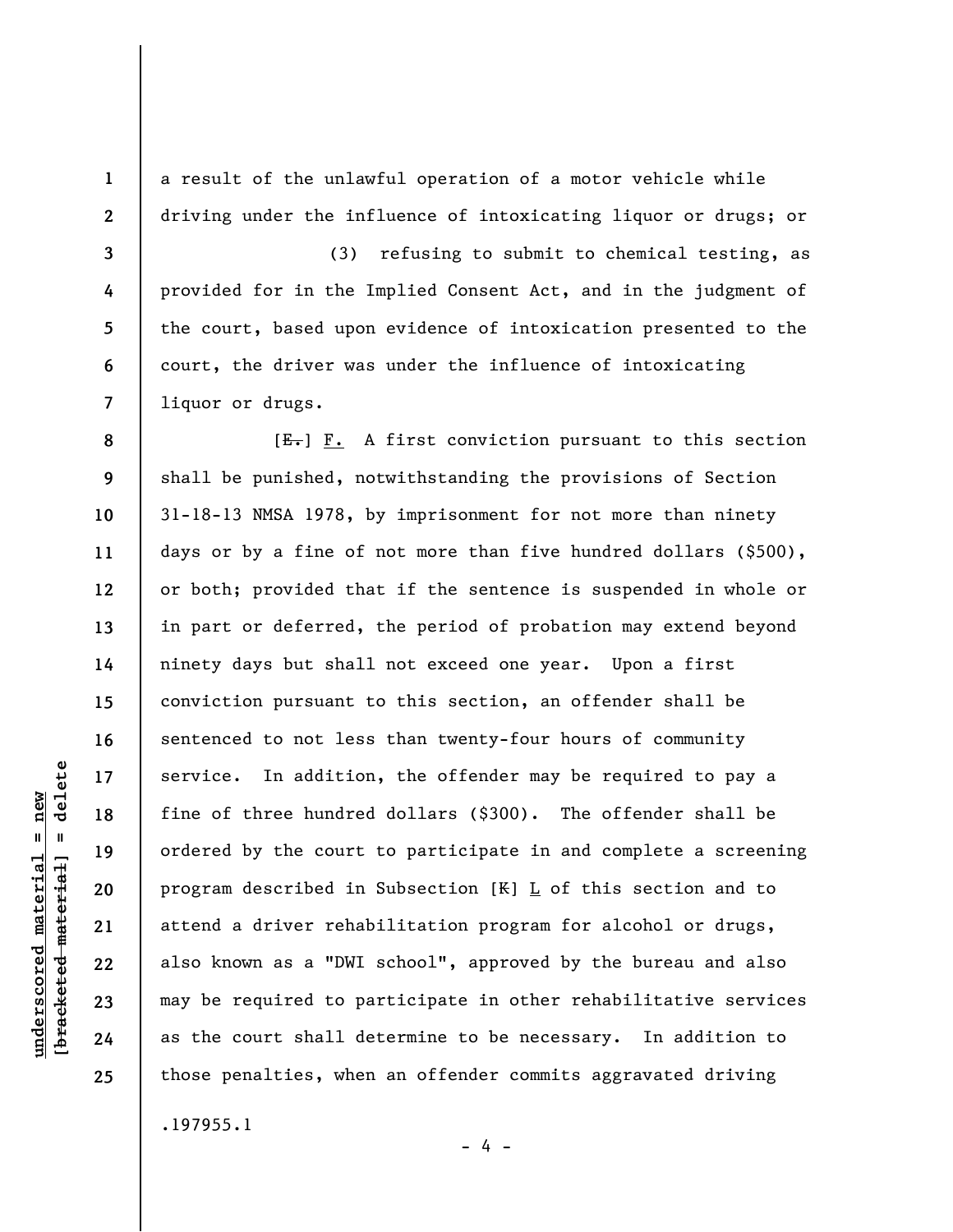a result of the unlawful operation of a motor vehicle while driving under the influence of intoxicating liquor or drugs; or

(3) refusing to submit to chemical testing, as provided for in the Implied Consent Act, and in the judgment of the court, based upon evidence of intoxication presented to the court, the driver was under the influence of intoxicating liquor or drugs.

[~~E.~~] F. A first conviction pursuant to this section shall be punished, notwithstanding the provisions of Section 31-18-13 NMSA 1978, by imprisonment for not more than ninety days or by a fine of not more than five hundred dollars ($500), or both; provided that if the sentence is suspended in whole or in part or deferred, the period of probation may extend beyond ninety days but shall not exceed one year. Upon a first conviction pursuant to this section, an offender shall be sentenced to not less than twenty-four hours of community service. In addition, the offender may be required to pay a fine of three hundred dollars ($300). The offender shall be ordered by the court to participate in and complete a screening program described in Subsection [~~K~~] L of this section and to attend a driver rehabilitation program for alcohol or drugs, also known as a "DWI school", approved by the bureau and also may be required to participate in other rehabilitative services as the court shall determine to be necessary. In addition to those penalties, when an offender commits aggravated driving

.197955.1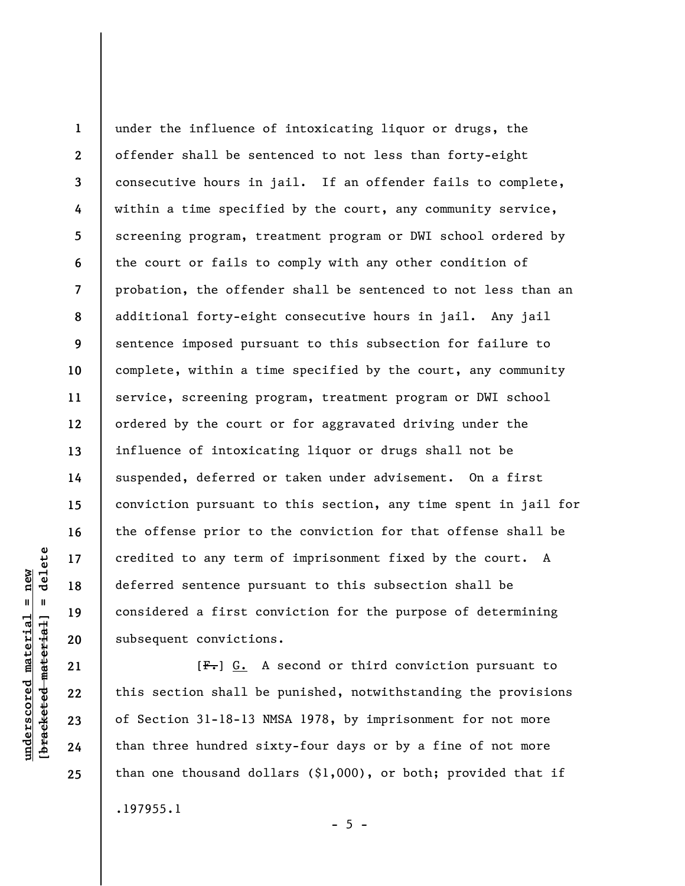under the influence of intoxicating liquor or drugs, the offender shall be sentenced to not less than forty-eight consecutive hours in jail. If an offender fails to complete, within a time specified by the court, any community service, screening program, treatment program or DWI school ordered by the court or fails to comply with any other condition of probation, the offender shall be sentenced to not less than an additional forty-eight consecutive hours in jail. Any jail sentence imposed pursuant to this subsection for failure to complete, within a time specified by the court, any community service, screening program, treatment program or DWI school ordered by the court or for aggravated driving under the influence of intoxicating liquor or drugs shall not be suspended, deferred or taken under advisement. On a first conviction pursuant to this section, any time spent in jail for the offense prior to the conviction for that offense shall be credited to any term of imprisonment fixed by the court. A deferred sentence pursuant to this subsection shall be considered a first conviction for the purpose of determining subsequent convictions.

[~~F.~~] G. A second or third conviction pursuant to this section shall be punished, notwithstanding the provisions of Section 31-18-13 NMSA 1978, by imprisonment for not more than three hundred sixty-four days or by a fine of not more than one thousand dollars ($1,000), or both; provided that if

.197955.1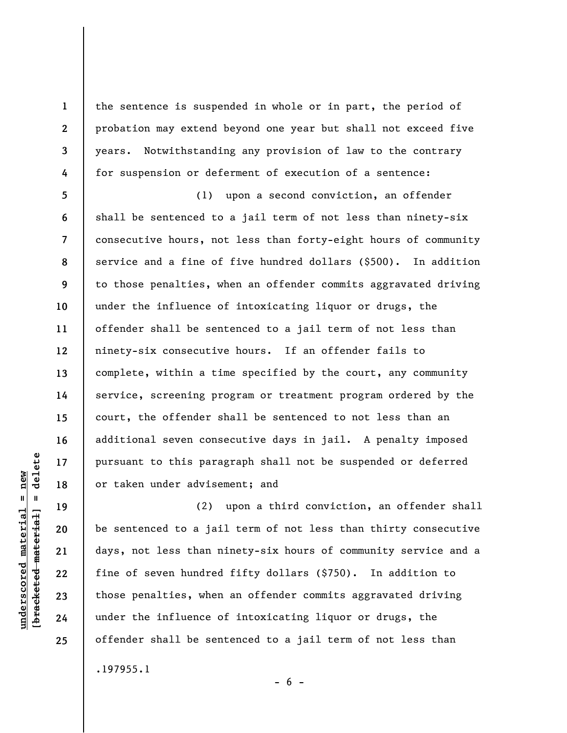the sentence is suspended in whole or in part, the period of probation may extend beyond one year but shall not exceed five years. Notwithstanding any provision of law to the contrary for suspension or deferment of execution of a sentence:

(1) upon a second conviction, an offender shall be sentenced to a jail term of not less than ninety-six consecutive hours, not less than forty-eight hours of community service and a fine of five hundred dollars ($500). In addition to those penalties, when an offender commits aggravated driving under the influence of intoxicating liquor or drugs, the offender shall be sentenced to a jail term of not less than ninety-six consecutive hours. If an offender fails to complete, within a time specified by the court, any community service, screening program or treatment program ordered by the court, the offender shall be sentenced to not less than an additional seven consecutive days in jail. A penalty imposed pursuant to this paragraph shall not be suspended or deferred or taken under advisement; and

(2) upon a third conviction, an offender shall be sentenced to a jail term of not less than thirty consecutive days, not less than ninety-six hours of community service and a fine of seven hundred fifty dollars ($750). In addition to those penalties, when an offender commits aggravated driving under the influence of intoxicating liquor or drugs, the offender shall be sentenced to a jail term of not less than

.197955.1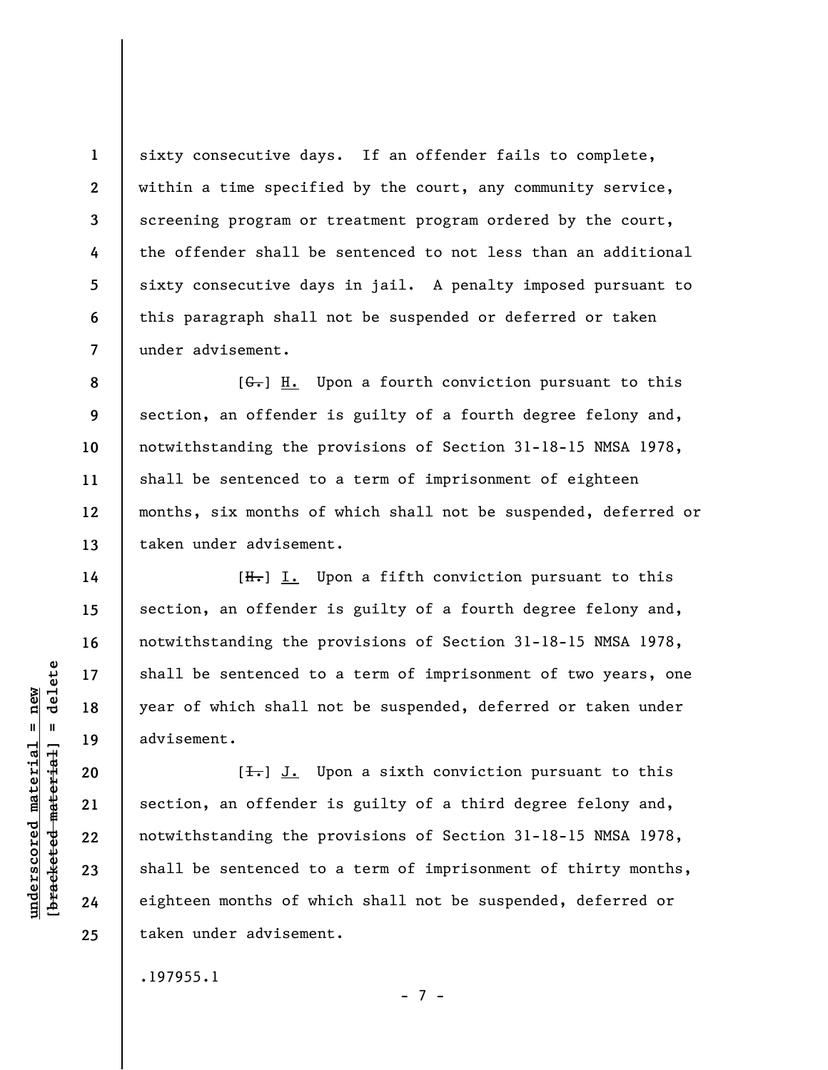sixty consecutive days. If an offender fails to complete, within a time specified by the court, any community service, screening program or treatment program ordered by the court, the offender shall be sentenced to not less than an additional sixty consecutive days in jail. A penalty imposed pursuant to this paragraph shall not be suspended or deferred or taken under advisement.

[~~G.~~] H. Upon a fourth conviction pursuant to this section, an offender is guilty of a fourth degree felony and, notwithstanding the provisions of Section 31-18-15 NMSA 1978, shall be sentenced to a term of imprisonment of eighteen months, six months of which shall not be suspended, deferred or taken under advisement.

[~~H.~~] I. Upon a fifth conviction pursuant to this section, an offender is guilty of a fourth degree felony and, notwithstanding the provisions of Section 31-18-15 NMSA 1978, shall be sentenced to a term of imprisonment of two years, one year of which shall not be suspended, deferred or taken under advisement.

[~~I.~~] J. Upon a sixth conviction pursuant to this section, an offender is guilty of a third degree felony and, notwithstanding the provisions of Section 31-18-15 NMSA 1978, shall be sentenced to a term of imprisonment of thirty months, eighteen months of which shall not be suspended, deferred or taken under advisement.

.197955.1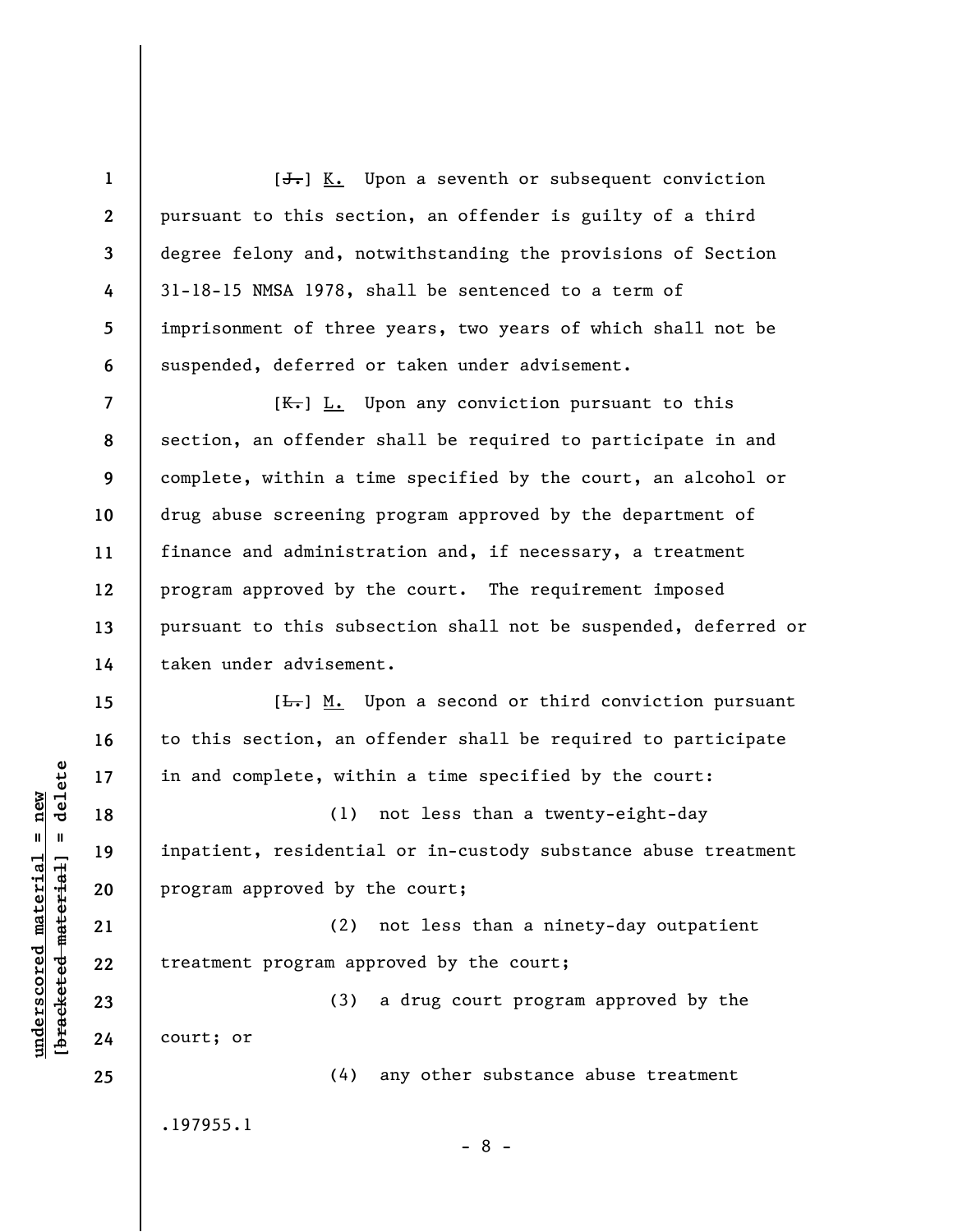[~~J.~~] K. Upon a seventh or subsequent conviction pursuant to this section, an offender is guilty of a third degree felony and, notwithstanding the provisions of Section 31-18-15 NMSA 1978, shall be sentenced to a term of imprisonment of three years, two years of which shall not be suspended, deferred or taken under advisement.

[~~K.~~] L. Upon any conviction pursuant to this section, an offender shall be required to participate in and complete, within a time specified by the court, an alcohol or drug abuse screening program approved by the department of finance and administration and, if necessary, a treatment program approved by the court. The requirement imposed pursuant to this subsection shall not be suspended, deferred or taken under advisement.

[~~L.~~] M. Upon a second or third conviction pursuant to this section, an offender shall be required to participate in and complete, within a time specified by the court:

(1) not less than a twenty-eight-day inpatient, residential or in-custody substance abuse treatment program approved by the court;

(2) not less than a ninety-day outpatient treatment program approved by the court;

(3) a drug court program approved by the court; or

(4) any other substance abuse treatment

.197955.1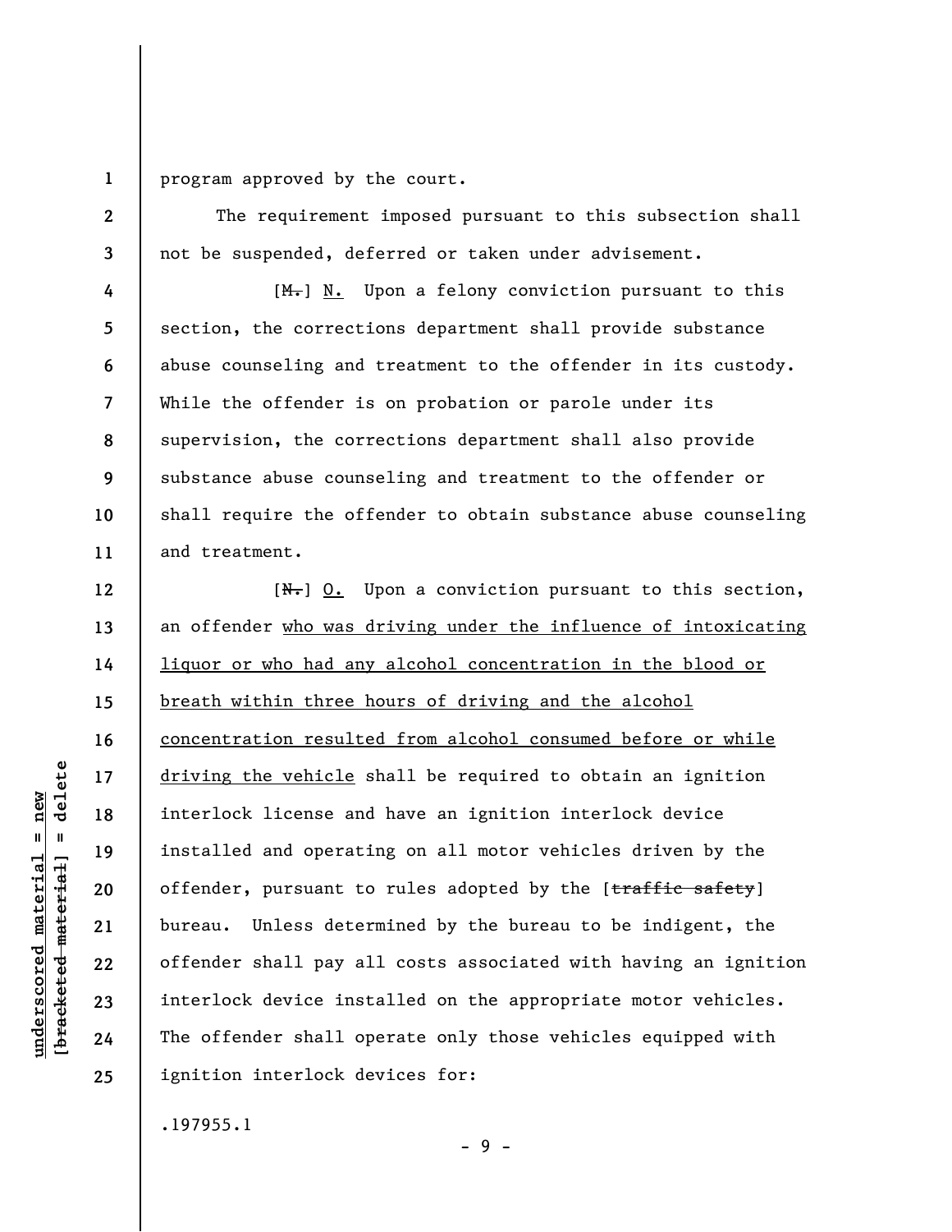program approved by the court.

The requirement imposed pursuant to this subsection shall not be suspended, deferred or taken under advisement.

[~~M.~~] N. Upon a felony conviction pursuant to this section, the corrections department shall provide substance abuse counseling and treatment to the offender in its custody. While the offender is on probation or parole under its supervision, the corrections department shall also provide substance abuse counseling and treatment to the offender or shall require the offender to obtain substance abuse counseling and treatment.

[~~N.~~] O. Upon a conviction pursuant to this section, an offender who was driving under the influence of intoxicating liquor or who had any alcohol concentration in the blood or breath within three hours of driving and the alcohol concentration resulted from alcohol consumed before or while driving the vehicle shall be required to obtain an ignition interlock license and have an ignition interlock device installed and operating on all motor vehicles driven by the offender, pursuant to rules adopted by the [~~traffic safety~~] bureau. Unless determined by the bureau to be indigent, the offender shall pay all costs associated with having an ignition interlock device installed on the appropriate motor vehicles. The offender shall operate only those vehicles equipped with ignition interlock devices for:

.197955.1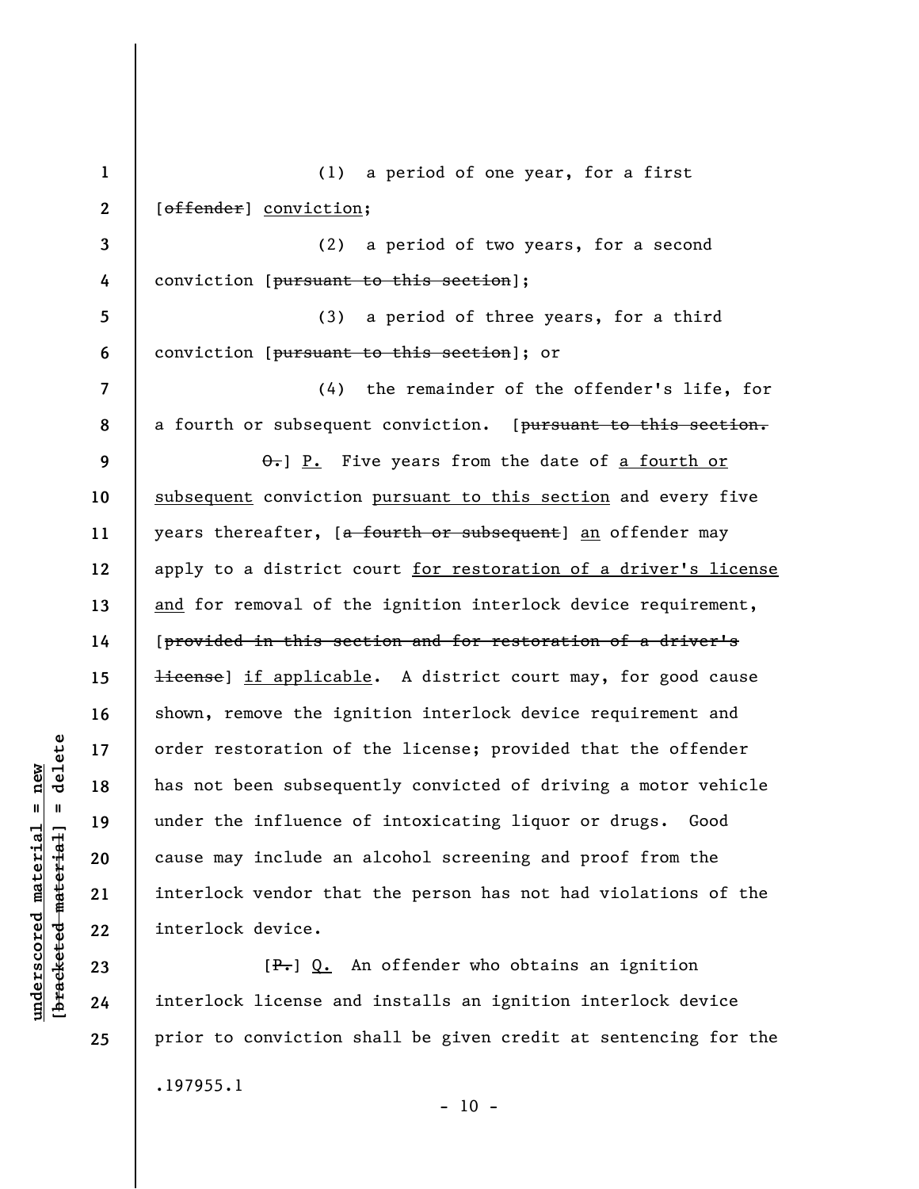(1) a period of one year, for a first [~~offender~~] <u>conviction</u>;

(2) a period of two years, for a second conviction [~~pursuant to this section~~];

(3) a period of three years, for a third conviction [~~pursuant to this section~~]; or

(4) the remainder of the offender's life, for a fourth or subsequent conviction. [~~pursuant to this section.~~

~~O.~~] <u>P.</u> Five years from the date of <u>a fourth or subsequent</u> conviction <u>pursuant to this section</u> and every five years thereafter, [~~a fourth or subsequent~~] <u>an</u> offender may apply to a district court <u>for restoration of a driver's license and</u> for removal of the ignition interlock device requirement, [~~provided in this section and for restoration of a driver's license~~] <u>if applicable</u>. A district court may, for good cause shown, remove the ignition interlock device requirement and order restoration of the license; provided that the offender has not been subsequently convicted of driving a motor vehicle under the influence of intoxicating liquor or drugs. Good cause may include an alcohol screening and proof from the interlock vendor that the person has not had violations of the interlock device.

[~~P.~~] <u>Q.</u> An offender who obtains an ignition interlock license and installs an ignition interlock device prior to conviction shall be given credit at sentencing for the

.197955.1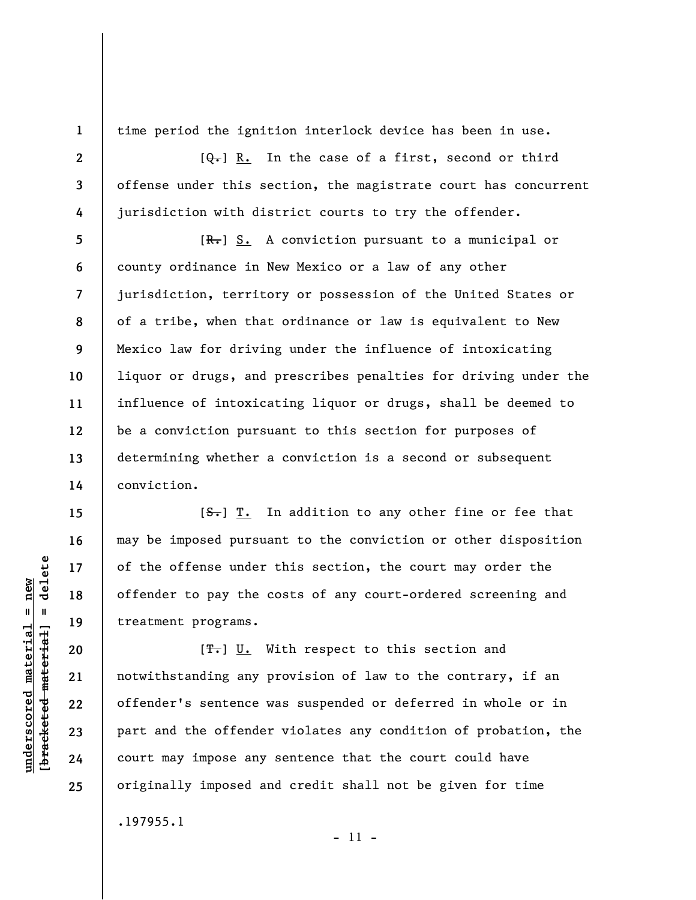time period the ignition interlock device has been in use.

[~~Q.~~] R. In the case of a first, second or third offense under this section, the magistrate court has concurrent jurisdiction with district courts to try the offender.

[~~R.~~] S. A conviction pursuant to a municipal or county ordinance in New Mexico or a law of any other jurisdiction, territory or possession of the United States or of a tribe, when that ordinance or law is equivalent to New Mexico law for driving under the influence of intoxicating liquor or drugs, and prescribes penalties for driving under the influence of intoxicating liquor or drugs, shall be deemed to be a conviction pursuant to this section for purposes of determining whether a conviction is a second or subsequent conviction.

[~~S.~~] T. In addition to any other fine or fee that may be imposed pursuant to the conviction or other disposition of the offense under this section, the court may order the offender to pay the costs of any court-ordered screening and treatment programs.

[~~T.~~] U. With respect to this section and notwithstanding any provision of law to the contrary, if an offender's sentence was suspended or deferred in whole or in part and the offender violates any condition of probation, the court may impose any sentence that the court could have originally imposed and credit shall not be given for time

.197955.1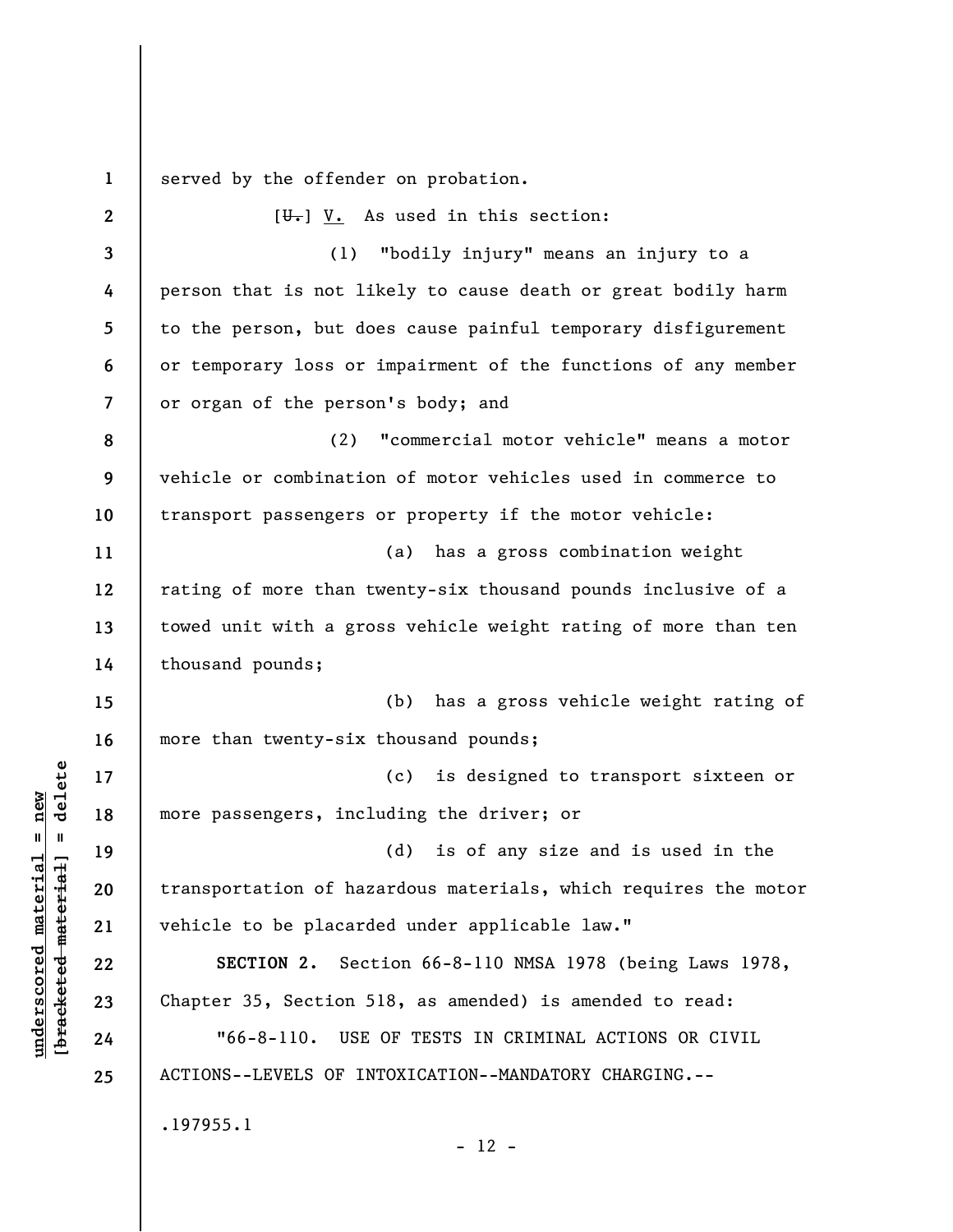served by the offender on probation.

[~~U.~~] V. As used in this section:

(1) "bodily injury" means an injury to a person that is not likely to cause death or great bodily harm to the person, but does cause painful temporary disfigurement or temporary loss or impairment of the functions of any member or organ of the person's body; and

(2) "commercial motor vehicle" means a motor vehicle or combination of motor vehicles used in commerce to transport passengers or property if the motor vehicle:

(a) has a gross combination weight rating of more than twenty-six thousand pounds inclusive of a towed unit with a gross vehicle weight rating of more than ten thousand pounds;

(b) has a gross vehicle weight rating of more than twenty-six thousand pounds;

(c) is designed to transport sixteen or more passengers, including the driver; or

(d) is of any size and is used in the transportation of hazardous materials, which requires the motor vehicle to be placarded under applicable law."

**SECTION 2.** Section 66-8-110 NMSA 1978 (being Laws 1978, Chapter 35, Section 518, as amended) is amended to read:

"66-8-110. USE OF TESTS IN CRIMINAL ACTIONS OR CIVIL ACTIONS--LEVELS OF INTOXICATION--MANDATORY CHARGING.--

.197955.1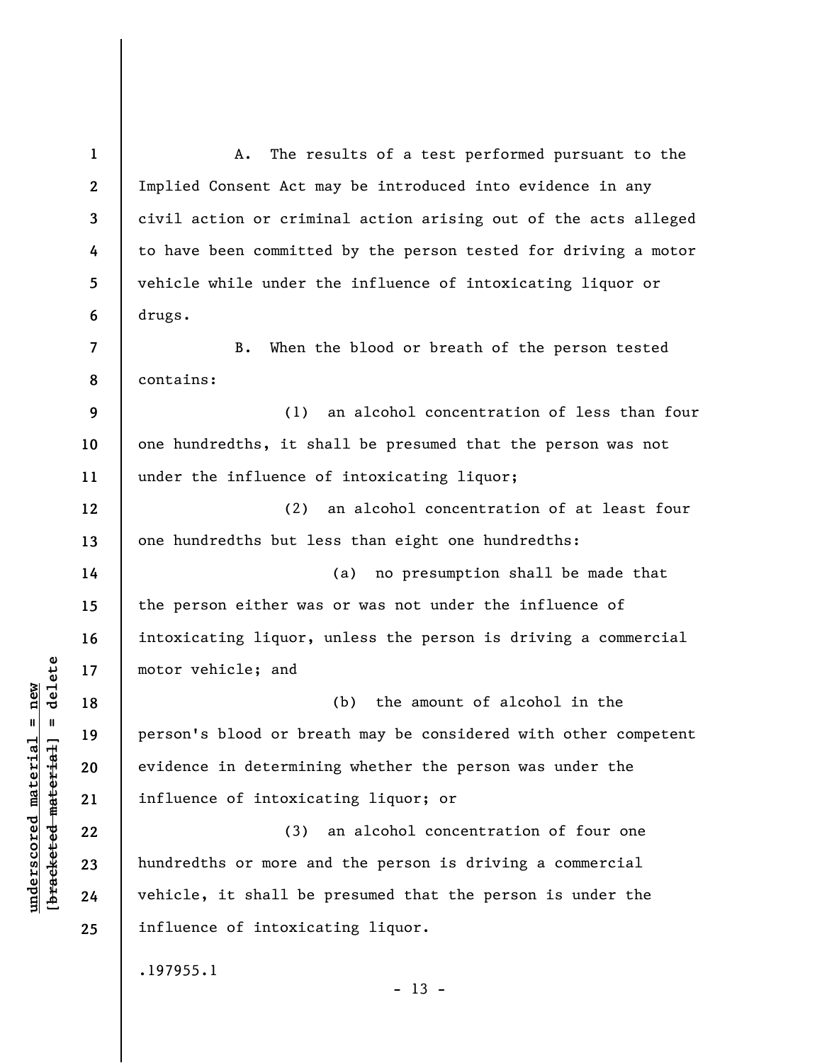A. The results of a test performed pursuant to the Implied Consent Act may be introduced into evidence in any civil action or criminal action arising out of the acts alleged to have been committed by the person tested for driving a motor vehicle while under the influence of intoxicating liquor or drugs.

B. When the blood or breath of the person tested contains:

(1) an alcohol concentration of less than four one hundredths, it shall be presumed that the person was not under the influence of intoxicating liquor;

(2) an alcohol concentration of at least four one hundredths but less than eight one hundredths:

(a) no presumption shall be made that the person either was or was not under the influence of intoxicating liquor, unless the person is driving a commercial motor vehicle; and

(b) the amount of alcohol in the person's blood or breath may be considered with other competent evidence in determining whether the person was under the influence of intoxicating liquor; or

(3) an alcohol concentration of four one hundredths or more and the person is driving a commercial vehicle, it shall be presumed that the person is under the influence of intoxicating liquor.

.197955.1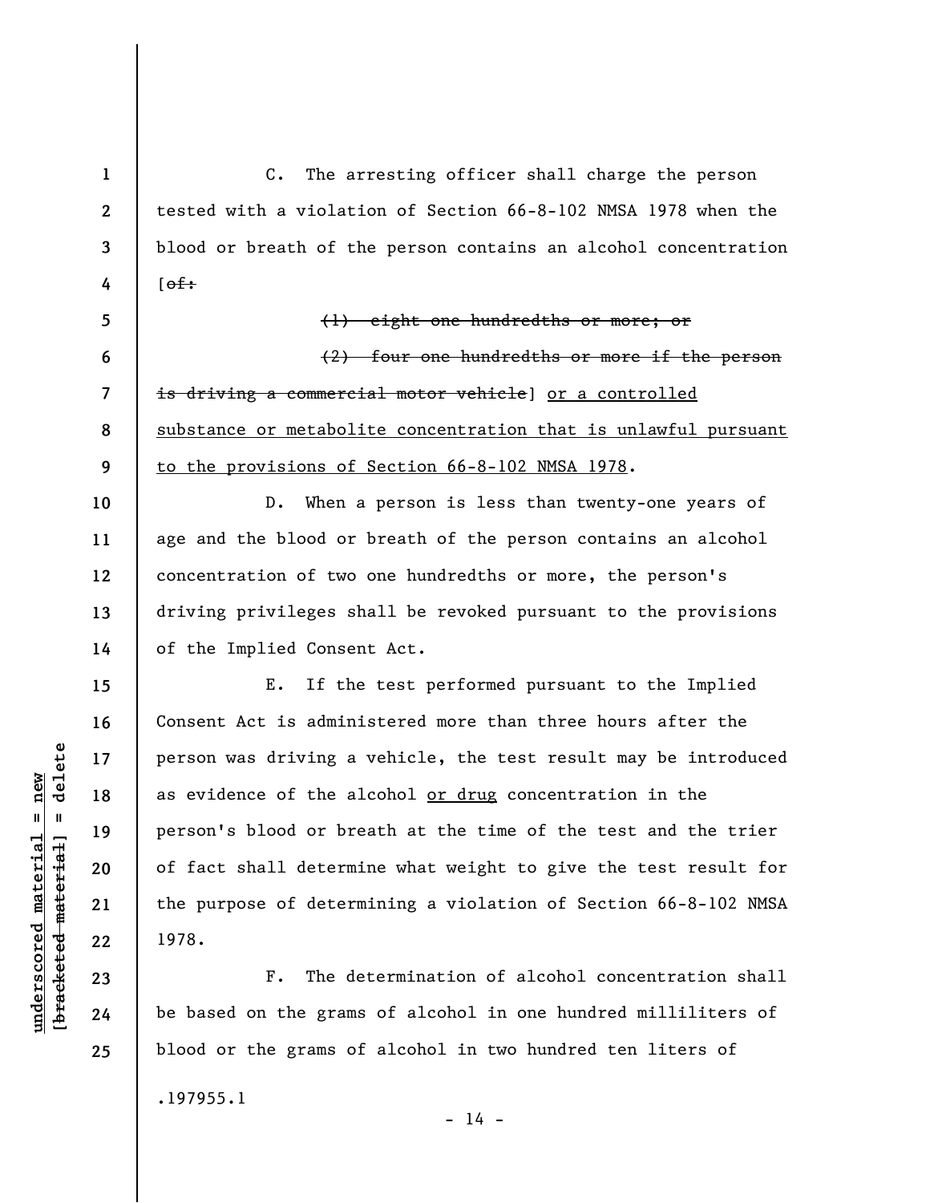C. The arresting officer shall charge the person tested with a violation of Section 66-8-102 NMSA 1978 when the blood or breath of the person contains an alcohol concentration [~~of:~~

~~(1) eight one hundredths or more; or~~

~~(2) four one hundredths or more if the person is driving a commercial motor vehicle~~] <u>or a controlled substance or metabolite concentration that is unlawful pursuant to the provisions of Section 66-8-102 NMSA 1978</u>.

D. When a person is less than twenty-one years of age and the blood or breath of the person contains an alcohol concentration of two one hundredths or more, the person's driving privileges shall be revoked pursuant to the provisions of the Implied Consent Act.

E. If the test performed pursuant to the Implied Consent Act is administered more than three hours after the person was driving a vehicle, the test result may be introduced as evidence of the alcohol <u>or drug</u> concentration in the person's blood or breath at the time of the test and the trier of fact shall determine what weight to give the test result for the purpose of determining a violation of Section 66-8-102 NMSA 1978.

F. The determination of alcohol concentration shall be based on the grams of alcohol in one hundred milliliters of blood or the grams of alcohol in two hundred ten liters of

.197955.1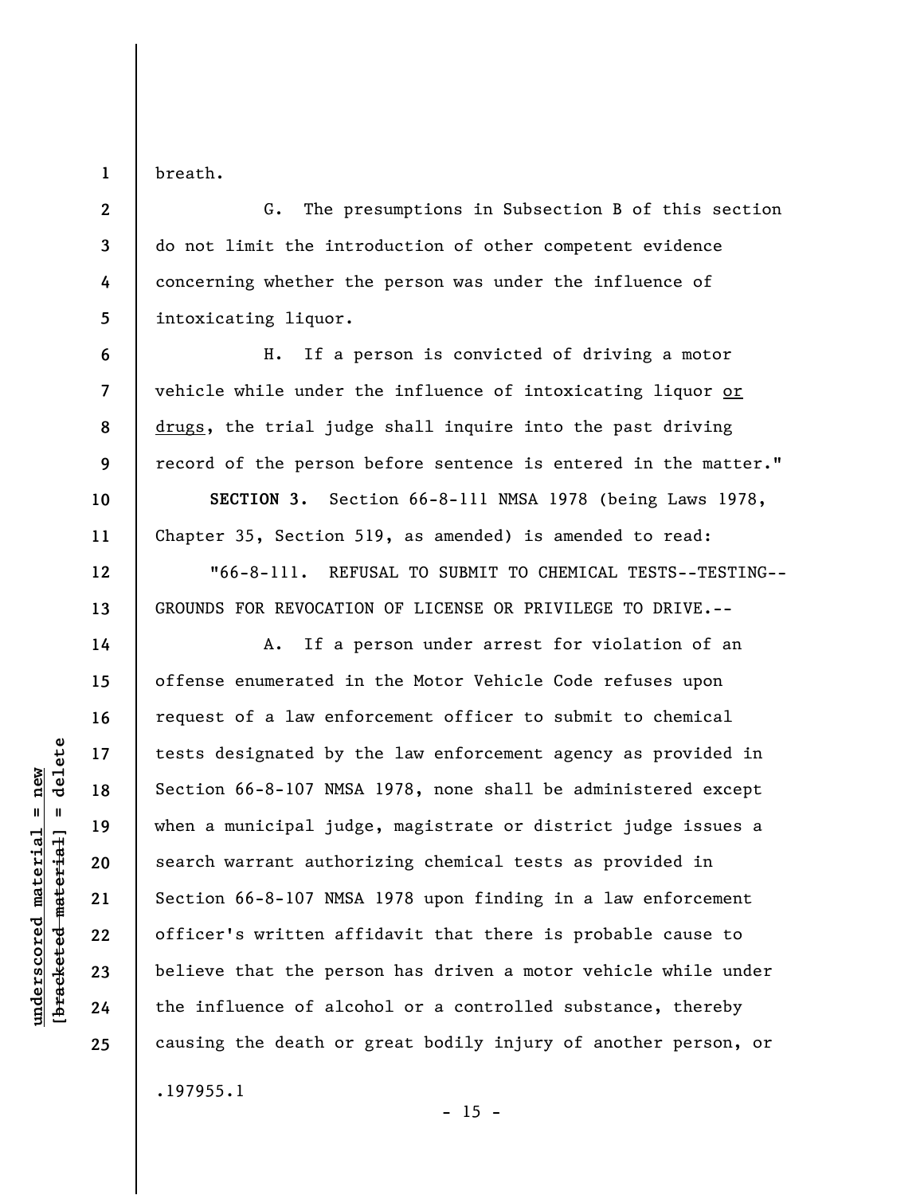breath.

G. The presumptions in Subsection B of this section do not limit the introduction of other competent evidence concerning whether the person was under the influence of intoxicating liquor.

H. If a person is convicted of driving a motor vehicle while under the influence of intoxicating liquor <u>or drugs</u>, the trial judge shall inquire into the past driving record of the person before sentence is entered in the matter."

**SECTION 3.** Section 66-8-111 NMSA 1978 (being Laws 1978, Chapter 35, Section 519, as amended) is amended to read:

"66-8-111. REFUSAL TO SUBMIT TO CHEMICAL TESTS--TESTING--GROUNDS FOR REVOCATION OF LICENSE OR PRIVILEGE TO DRIVE.--

A. If a person under arrest for violation of an offense enumerated in the Motor Vehicle Code refuses upon request of a law enforcement officer to submit to chemical tests designated by the law enforcement agency as provided in Section 66-8-107 NMSA 1978, none shall be administered except when a municipal judge, magistrate or district judge issues a search warrant authorizing chemical tests as provided in Section 66-8-107 NMSA 1978 upon finding in a law enforcement officer's written affidavit that there is probable cause to believe that the person has driven a motor vehicle while under the influence of alcohol or a controlled substance, thereby causing the death or great bodily injury of another person, or

.197955.1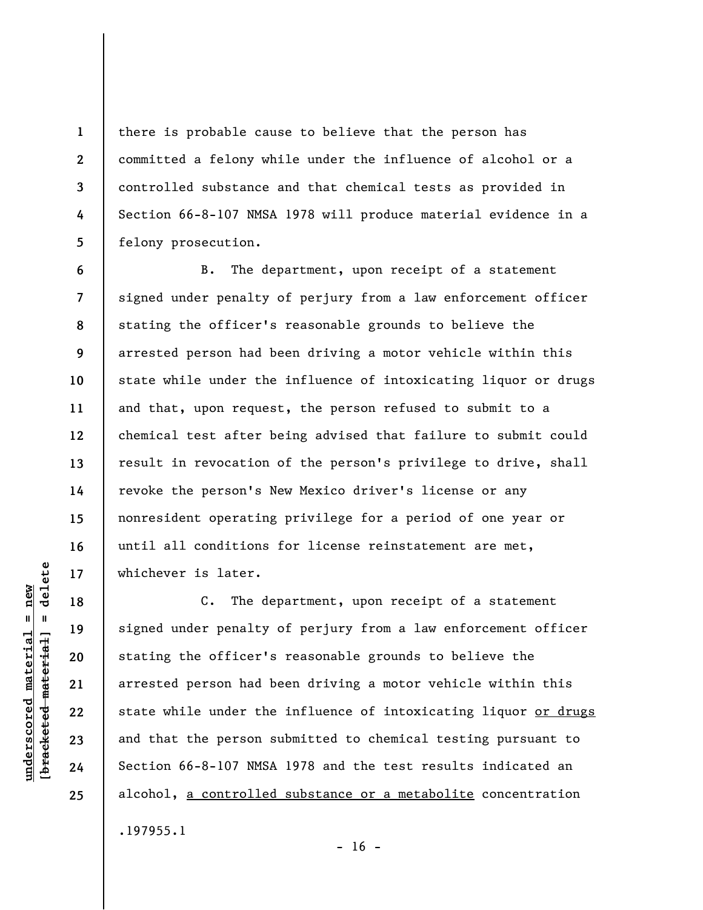there is probable cause to believe that the person has committed a felony while under the influence of alcohol or a controlled substance and that chemical tests as provided in Section 66-8-107 NMSA 1978 will produce material evidence in a felony prosecution.

B. The department, upon receipt of a statement signed under penalty of perjury from a law enforcement officer stating the officer's reasonable grounds to believe the arrested person had been driving a motor vehicle within this state while under the influence of intoxicating liquor or drugs and that, upon request, the person refused to submit to a chemical test after being advised that failure to submit could result in revocation of the person's privilege to drive, shall revoke the person's New Mexico driver's license or any nonresident operating privilege for a period of one year or until all conditions for license reinstatement are met, whichever is later.

C. The department, upon receipt of a statement signed under penalty of perjury from a law enforcement officer stating the officer's reasonable grounds to believe the arrested person had been driving a motor vehicle within this state while under the influence of intoxicating liquor <u>or drugs</u> and that the person submitted to chemical testing pursuant to Section 66-8-107 NMSA 1978 and the test results indicated an alcohol, <u>a controlled substance or a metabolite</u> concentration

.197955.1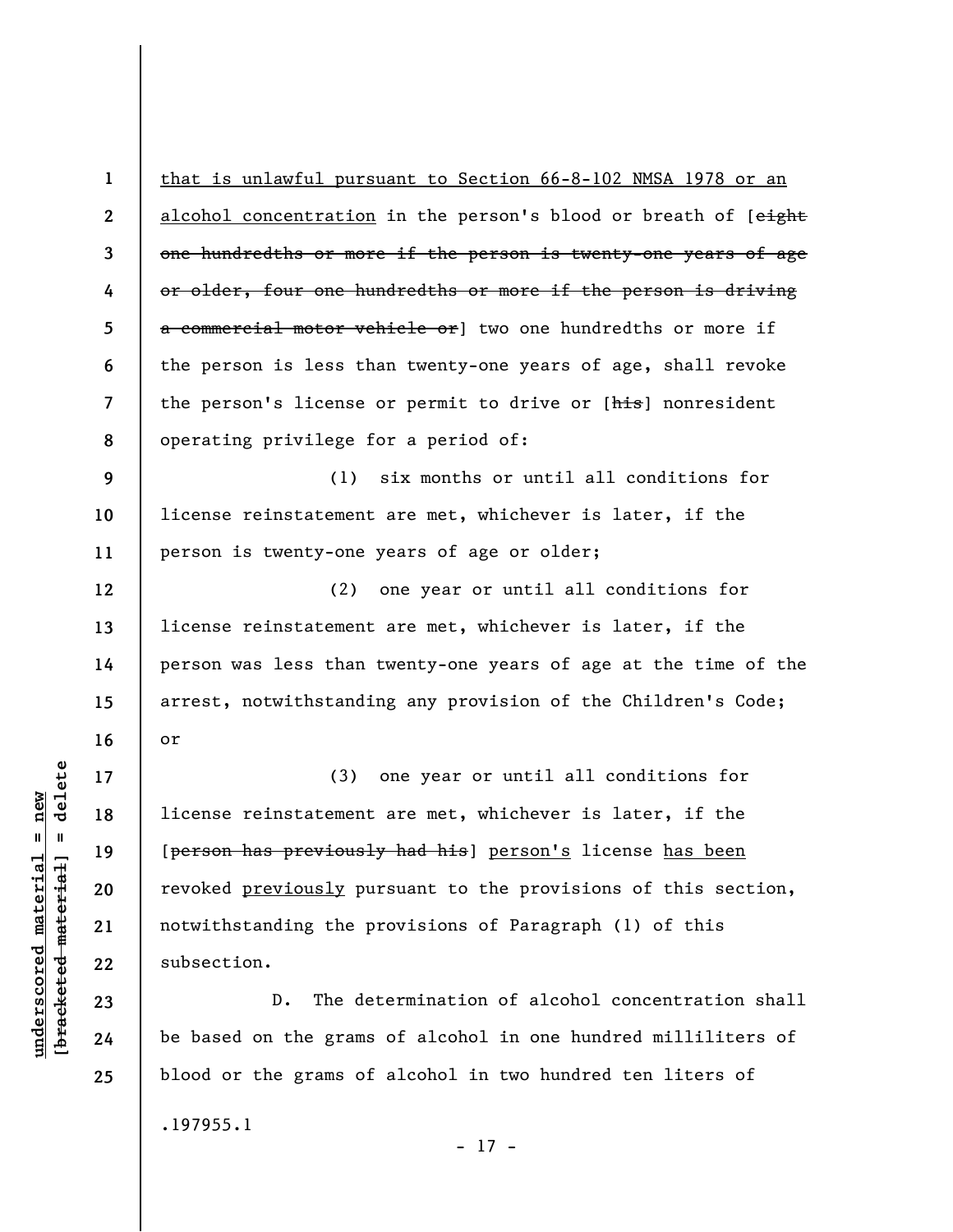that is unlawful pursuant to Section 66-8-102 NMSA 1978 or an alcohol concentration in the person's blood or breath of [~~eight one hundredths or more if the person is twenty-one years of age or older, four one hundredths or more if the person is driving a commercial motor vehicle or~~] two one hundredths or more if the person is less than twenty-one years of age, shall revoke the person's license or permit to drive or [~~his~~] nonresident operating privilege for a period of:

(1) six months or until all conditions for license reinstatement are met, whichever is later, if the person is twenty-one years of age or older;

(2) one year or until all conditions for license reinstatement are met, whichever is later, if the person was less than twenty-one years of age at the time of the arrest, notwithstanding any provision of the Children's Code; or

(3) one year or until all conditions for license reinstatement are met, whichever is later, if the [~~person has previously had his~~] <u>person's</u> license <u>has been</u> revoked <u>previously</u> pursuant to the provisions of this section, notwithstanding the provisions of Paragraph (1) of this subsection.

D. The determination of alcohol concentration shall be based on the grams of alcohol in one hundred milliliters of blood or the grams of alcohol in two hundred ten liters of

.197955.1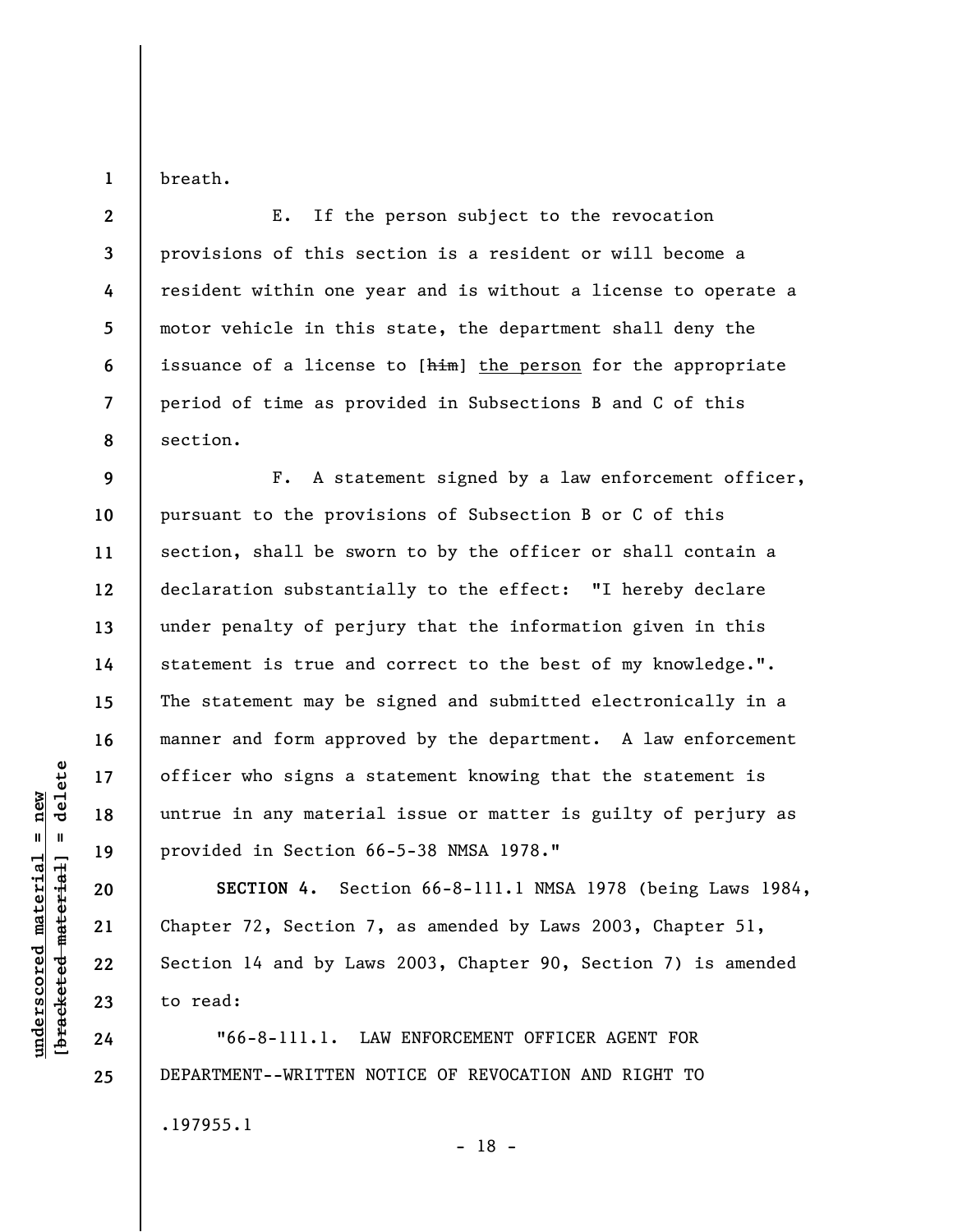breath.

E. If the person subject to the revocation provisions of this section is a resident or will become a resident within one year and is without a license to operate a motor vehicle in this state, the department shall deny the issuance of a license to [~~him~~] <u>the person</u> for the appropriate period of time as provided in Subsections B and C of this section.

F. A statement signed by a law enforcement officer, pursuant to the provisions of Subsection B or C of this section, shall be sworn to by the officer or shall contain a declaration substantially to the effect: "I hereby declare under penalty of perjury that the information given in this statement is true and correct to the best of my knowledge.". The statement may be signed and submitted electronically in a manner and form approved by the department. A law enforcement officer who signs a statement knowing that the statement is untrue in any material issue or matter is guilty of perjury as provided in Section 66-5-38 NMSA 1978."

**SECTION 4.** Section 66-8-111.1 NMSA 1978 (being Laws 1984, Chapter 72, Section 7, as amended by Laws 2003, Chapter 51, Section 14 and by Laws 2003, Chapter 90, Section 7) is amended to read:

"66-8-111.1. LAW ENFORCEMENT OFFICER AGENT FOR DEPARTMENT--WRITTEN NOTICE OF REVOCATION AND RIGHT TO

.197955.1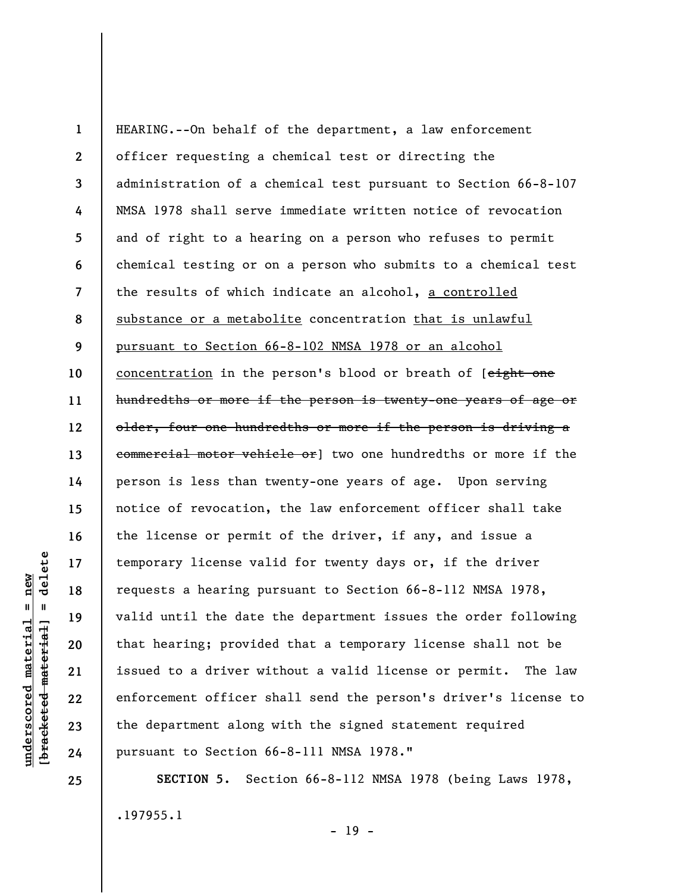HEARING.--On behalf of the department, a law enforcement officer requesting a chemical test or directing the administration of a chemical test pursuant to Section 66-8-107 NMSA 1978 shall serve immediate written notice of revocation and of right to a hearing on a person who refuses to permit chemical testing or on a person who submits to a chemical test the results of which indicate an alcohol, <u>a controlled substance or a metabolite</u> concentration <u>that is unlawful pursuant to Section 66-8-102 NMSA 1978 or an alcohol concentration</u> in the person's blood or breath of [~~eight one hundredths or more if the person is twenty-one years of age or older, four one hundredths or more if the person is driving a commercial motor vehicle or~~] two one hundredths or more if the person is less than twenty-one years of age. Upon serving notice of revocation, the law enforcement officer shall take the license or permit of the driver, if any, and issue a temporary license valid for twenty days or, if the driver requests a hearing pursuant to Section 66-8-112 NMSA 1978, valid until the date the department issues the order following that hearing; provided that a temporary license shall not be issued to a driver without a valid license or permit. The law enforcement officer shall send the person's driver's license to the department along with the signed statement required pursuant to Section 66-8-111 NMSA 1978."

**SECTION 5.** Section 66-8-112 NMSA 1978 (being Laws 1978,

.197955.1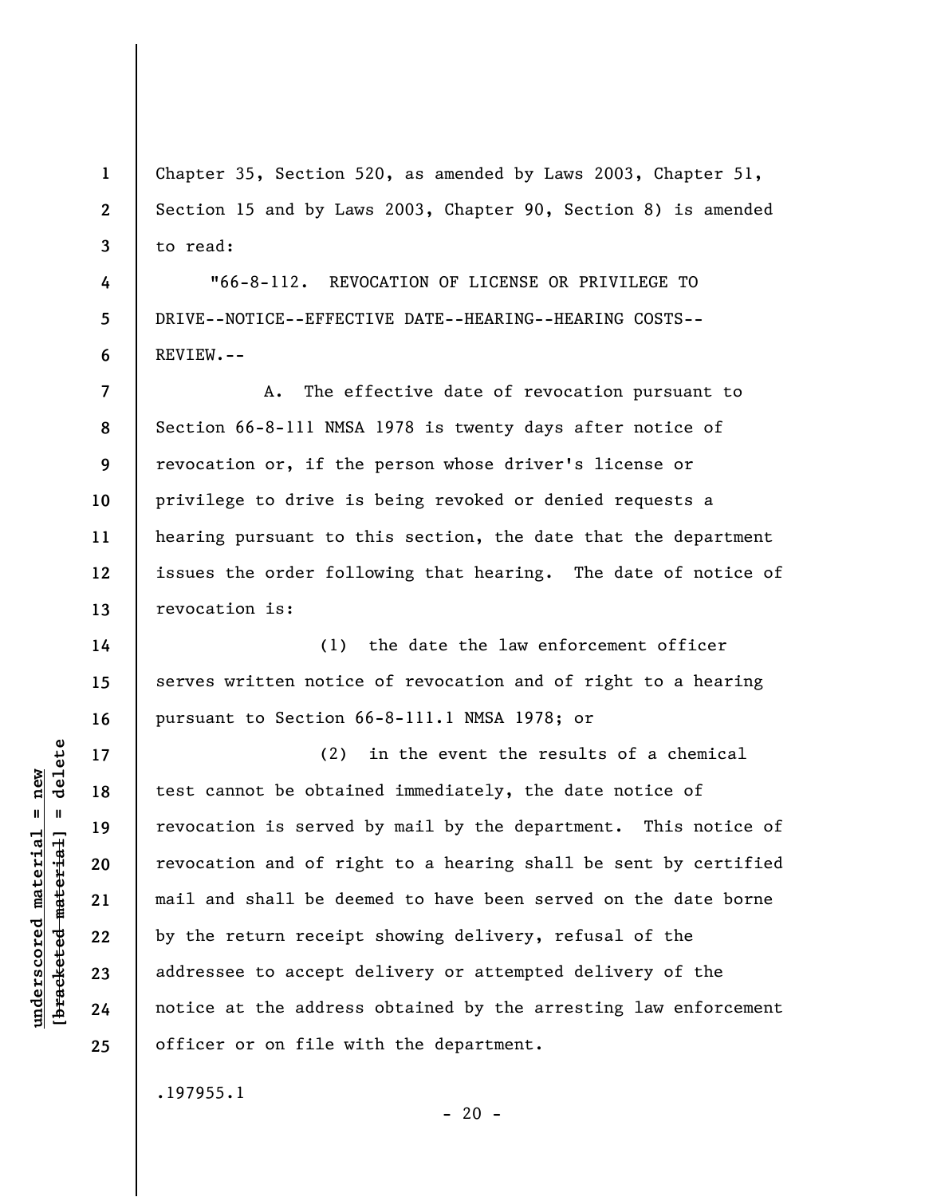Chapter 35, Section 520, as amended by Laws 2003, Chapter 51, Section 15 and by Laws 2003, Chapter 90, Section 8) is amended to read:

"66-8-112. REVOCATION OF LICENSE OR PRIVILEGE TO DRIVE--NOTICE--EFFECTIVE DATE--HEARING--HEARING COSTS--REVIEW.--

A. The effective date of revocation pursuant to Section 66-8-111 NMSA 1978 is twenty days after notice of revocation or, if the person whose driver's license or privilege to drive is being revoked or denied requests a hearing pursuant to this section, the date that the department issues the order following that hearing. The date of notice of revocation is:

(1) the date the law enforcement officer serves written notice of revocation and of right to a hearing pursuant to Section 66-8-111.1 NMSA 1978; or

(2) in the event the results of a chemical test cannot be obtained immediately, the date notice of revocation is served by mail by the department. This notice of revocation and of right to a hearing shall be sent by certified mail and shall be deemed to have been served on the date borne by the return receipt showing delivery, refusal of the addressee to accept delivery or attempted delivery of the notice at the address obtained by the arresting law enforcement officer or on file with the department.

.197955.1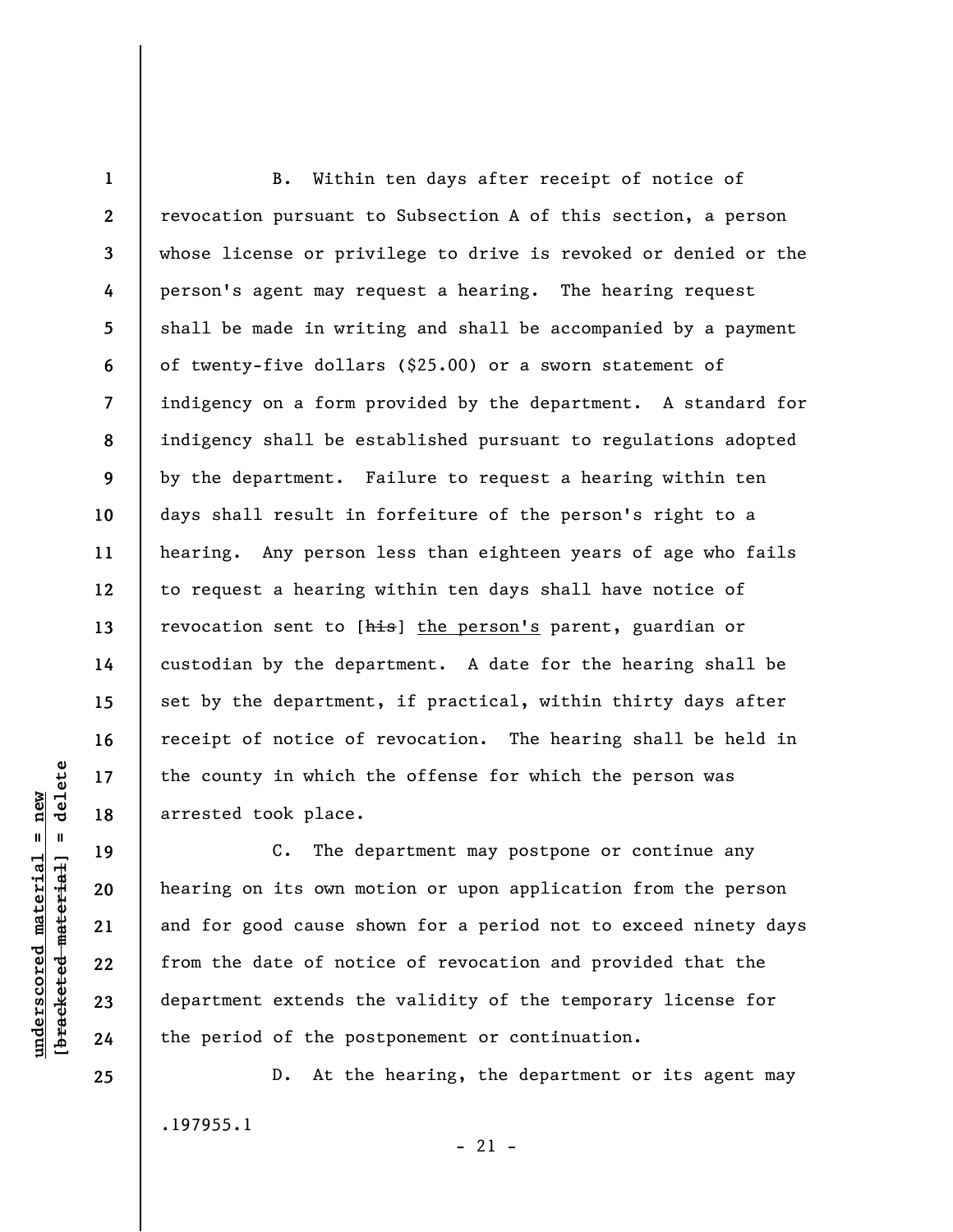B. Within ten days after receipt of notice of revocation pursuant to Subsection A of this section, a person whose license or privilege to drive is revoked or denied or the person's agent may request a hearing. The hearing request shall be made in writing and shall be accompanied by a payment of twenty-five dollars ($25.00) or a sworn statement of indigency on a form provided by the department. A standard for indigency shall be established pursuant to regulations adopted by the department. Failure to request a hearing within ten days shall result in forfeiture of the person's right to a hearing. Any person less than eighteen years of age who fails to request a hearing within ten days shall have notice of revocation sent to [~~his~~] <u>the person's</u> parent, guardian or custodian by the department. A date for the hearing shall be set by the department, if practical, within thirty days after receipt of notice of revocation. The hearing shall be held in the county in which the offense for which the person was arrested took place.

C. The department may postpone or continue any hearing on its own motion or upon application from the person and for good cause shown for a period not to exceed ninety days from the date of notice of revocation and provided that the department extends the validity of the temporary license for the period of the postponement or continuation.

D. At the hearing, the department or its agent may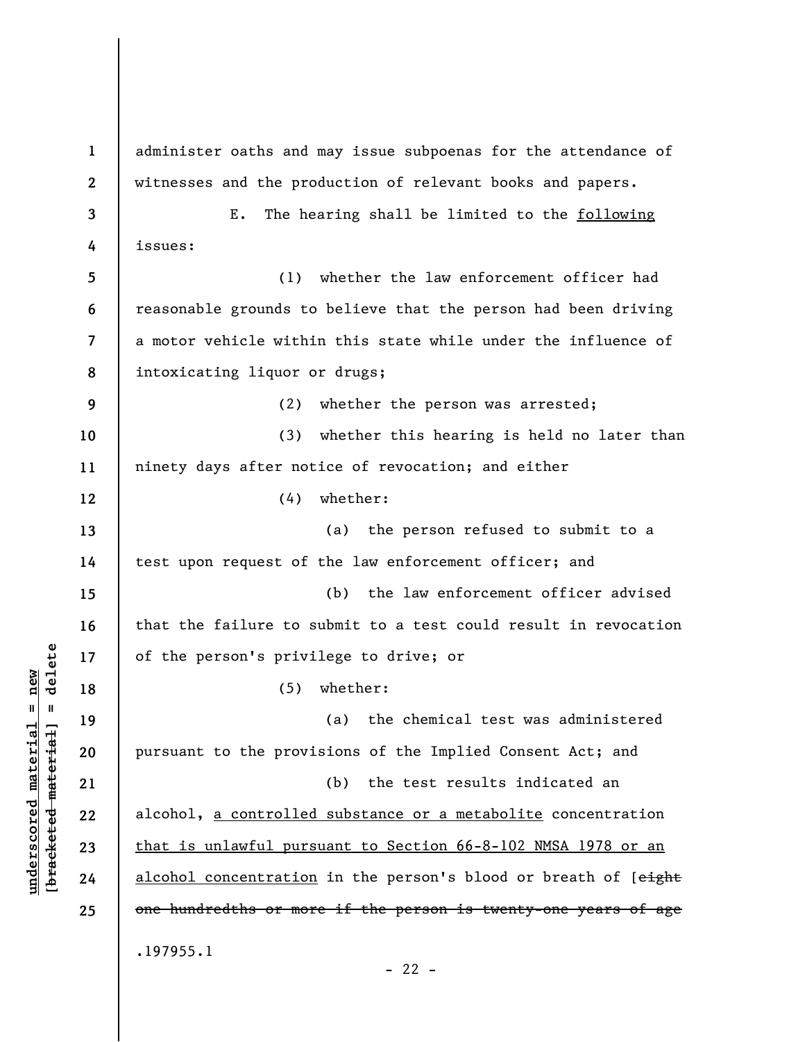administer oaths and may issue subpoenas for the attendance of witnesses and the production of relevant books and papers.

E. The hearing shall be limited to the <u>following</u> issues:

(1) whether the law enforcement officer had reasonable grounds to believe that the person had been driving a motor vehicle within this state while under the influence of intoxicating liquor or drugs;

(2) whether the person was arrested;

(3) whether this hearing is held no later than ninety days after notice of revocation; and either

(4) whether:

(a) the person refused to submit to a test upon request of the law enforcement officer; and

(b) the law enforcement officer advised that the failure to submit to a test could result in revocation of the person's privilege to drive; or

(5) whether:

(a) the chemical test was administered pursuant to the provisions of the Implied Consent Act; and

(b) the test results indicated an alcohol, <u>a controlled substance or a metabolite</u> concentration <u>that is unlawful pursuant to Section 66-8-102 NMSA 1978 or an alcohol concentration</u> in the person's blood or breath of [~~eight one hundredths or more if the person is twenty-one years of age~~

.197955.1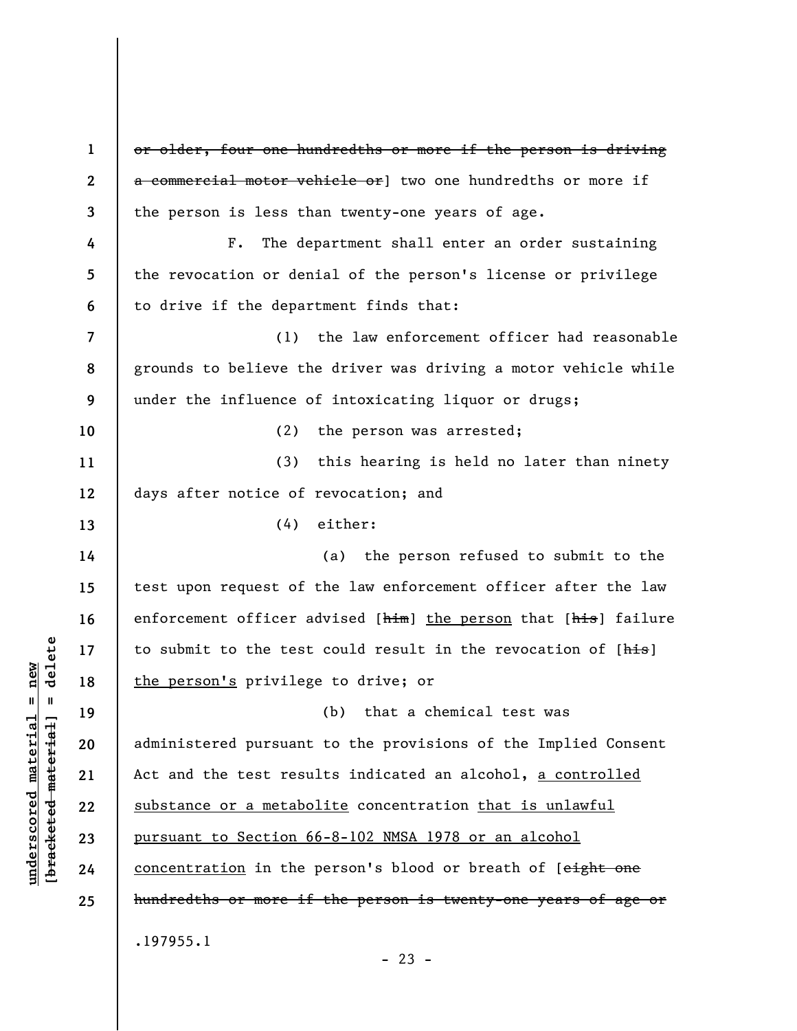~~or older, four one hundredths or more if the person is driving a commercial motor vehicle or~~] two one hundredths or more if the person is less than twenty-one years of age.

F. The department shall enter an order sustaining the revocation or denial of the person's license or privilege to drive if the department finds that:

(1) the law enforcement officer had reasonable grounds to believe the driver was driving a motor vehicle while under the influence of intoxicating liquor or drugs;

(2) the person was arrested;

(3) this hearing is held no later than ninety days after notice of revocation; and

(4) either:

(a) the person refused to submit to the test upon request of the law enforcement officer after the law enforcement officer advised [~~him~~] <u>the person</u> that [~~his~~] failure to submit to the test could result in the revocation of [~~his~~] <u>the person's</u> privilege to drive; or

(b) that a chemical test was administered pursuant to the provisions of the Implied Consent Act and the test results indicated an alcohol, <u>a controlled substance or a metabolite</u> concentration <u>that is unlawful pursuant to Section 66-8-102 NMSA 1978 or an alcohol concentration</u> in the person's blood or breath of [~~eight one hundredths or more if the person is twenty-one years of age or~~

.197955.1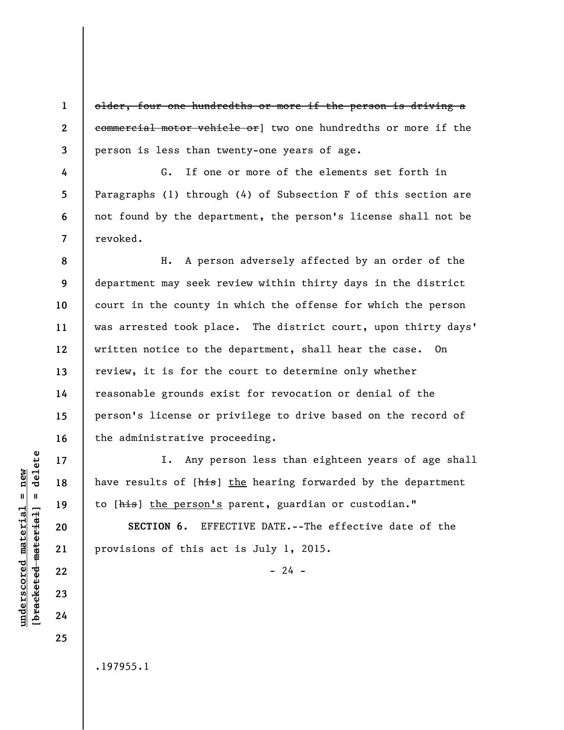~~older, four one hundredths or more if the person is driving a commercial motor vehicle or~~] two one hundredths or more if the person is less than twenty-one years of age.

G. If one or more of the elements set forth in Paragraphs (1) through (4) of Subsection F of this section are not found by the department, the person's license shall not be revoked.

H. A person adversely affected by an order of the department may seek review within thirty days in the district court in the county in which the offense for which the person was arrested took place. The district court, upon thirty days' written notice to the department, shall hear the case. On review, it is for the court to determine only whether reasonable grounds exist for revocation or denial of the person's license or privilege to drive based on the record of the administrative proceeding.

I. Any person less than eighteen years of age shall have results of [~~his~~] <u>the</u> hearing forwarded by the department to [~~his~~] <u>the person's</u> parent, guardian or custodian."

**SECTION 6.** EFFECTIVE DATE.--The effective date of the provisions of this act is July 1, 2015.

.197955.1